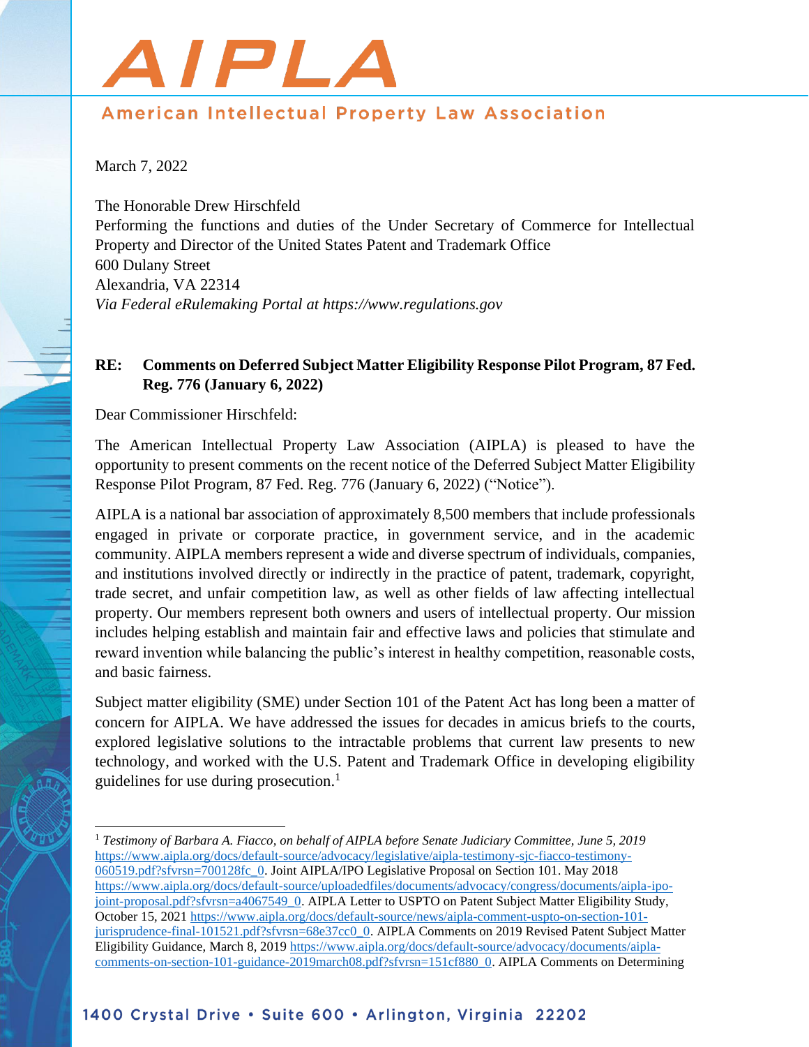# AIPLA

## American Intellectual Property Law Association

March 7, 2022

The Honorable Drew Hirschfeld
Performing the functions and duties of the Under Secretary of Commerce for Intellectual Property and Director of the United States Patent and Trademark Office
600 Dulany Street
Alexandria, VA 22314
*Via Federal eRulemaking Portal at https://www.regulations.gov*

**RE: Comments on Deferred Subject Matter Eligibility Response Pilot Program, 87 Fed. Reg. 776 (January 6, 2022)**

Dear Commissioner Hirschfeld:

The American Intellectual Property Law Association (AIPLA) is pleased to have the opportunity to present comments on the recent notice of the Deferred Subject Matter Eligibility Response Pilot Program, 87 Fed. Reg. 776 (January 6, 2022) ("Notice").

AIPLA is a national bar association of approximately 8,500 members that include professionals engaged in private or corporate practice, in government service, and in the academic community. AIPLA members represent a wide and diverse spectrum of individuals, companies, and institutions involved directly or indirectly in the practice of patent, trademark, copyright, trade secret, and unfair competition law, as well as other fields of law affecting intellectual property. Our members represent both owners and users of intellectual property. Our mission includes helping establish and maintain fair and effective laws and policies that stimulate and reward invention while balancing the public's interest in healthy competition, reasonable costs, and basic fairness.

Subject matter eligibility (SME) under Section 101 of the Patent Act has long been a matter of concern for AIPLA. We have addressed the issues for decades in amicus briefs to the courts, explored legislative solutions to the intractable problems that current law presents to new technology, and worked with the U.S. Patent and Trademark Office in developing eligibility guidelines for use during prosecution.[1]

---

[1] *Testimony of Barbara A. Fiacco, on behalf of AIPLA before Senate Judiciary Committee, June 5, 2019* https://www.aipla.org/docs/default-source/advocacy/legislative/aipla-testimony-sjc-fiacco-testimony-060519.pdf?sfvrsn=700128fc_0. Joint AIPLA/IPO Legislative Proposal on Section 101. May 2018 https://www.aipla.org/docs/default-source/uploadedfiles/documents/advocacy/congress/documents/aipla-ipo-joint-proposal.pdf?sfvrsn=a4067549_0. AIPLA Letter to USPTO on Patent Subject Matter Eligibility Study, October 15, 2021 https://www.aipla.org/docs/default-source/news/aipla-comment-uspto-on-section-101-jurisprudence-final-101521.pdf?sfvrsn=68e37cc0_0. AIPLA Comments on 2019 Revised Patent Subject Matter Eligibility Guidance, March 8, 2019 https://www.aipla.org/docs/default-source/advocacy/documents/aipla-comments-on-section-101-guidance-2019march08.pdf?sfvrsn=151cf880_0. AIPLA Comments on Determining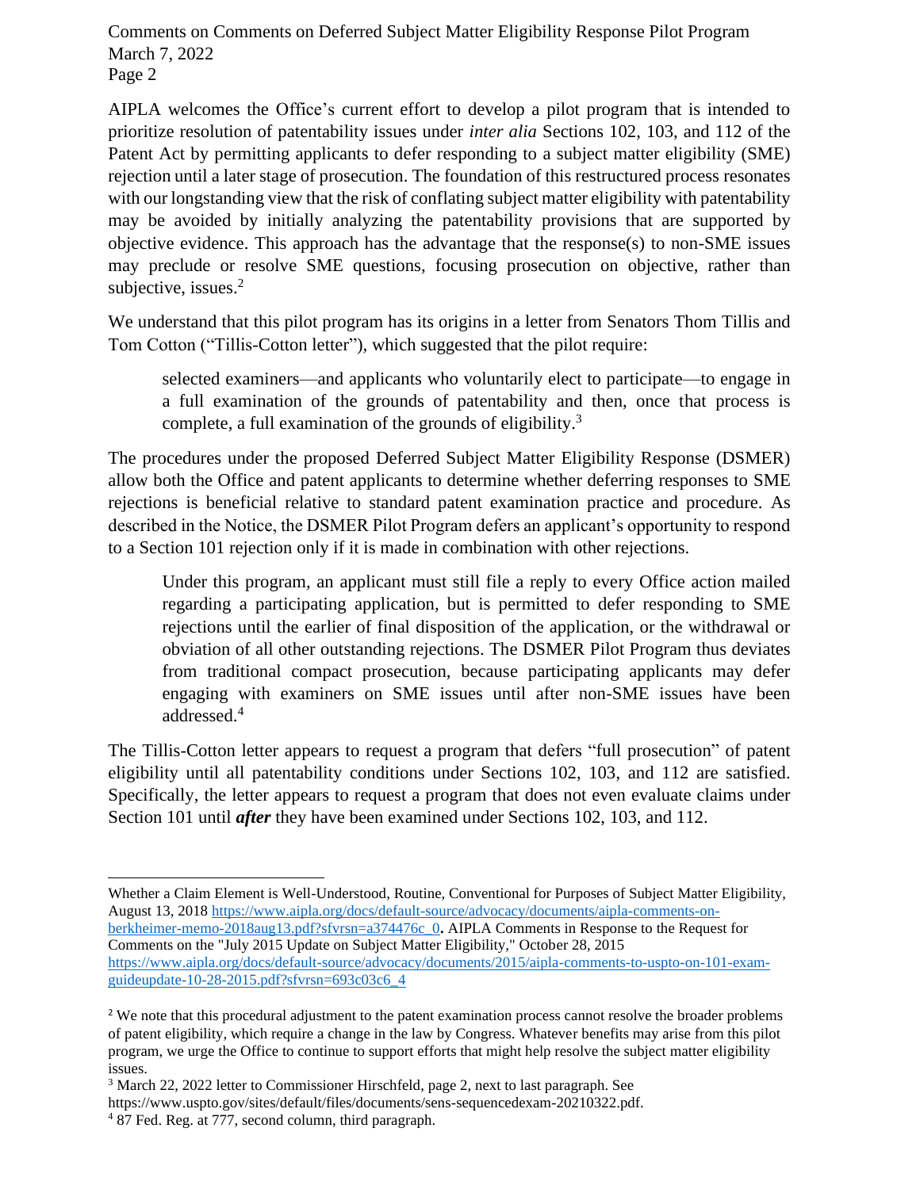AIPLA welcomes the Office's current effort to develop a pilot program that is intended to prioritize resolution of patentability issues under *inter alia* Sections 102, 103, and 112 of the Patent Act by permitting applicants to defer responding to a subject matter eligibility (SME) rejection until a later stage of prosecution. The foundation of this restructured process resonates with our longstanding view that the risk of conflating subject matter eligibility with patentability may be avoided by initially analyzing the patentability provisions that are supported by objective evidence. This approach has the advantage that the response(s) to non-SME issues may preclude or resolve SME questions, focusing prosecution on objective, rather than subjective, issues.[2]

We understand that this pilot program has its origins in a letter from Senators Thom Tillis and Tom Cotton ("Tillis-Cotton letter"), which suggested that the pilot require:

> selected examiners—and applicants who voluntarily elect to participate—to engage in a full examination of the grounds of patentability and then, once that process is complete, a full examination of the grounds of eligibility.[3]

The procedures under the proposed Deferred Subject Matter Eligibility Response (DSMER) allow both the Office and patent applicants to determine whether deferring responses to SME rejections is beneficial relative to standard patent examination practice and procedure. As described in the Notice, the DSMER Pilot Program defers an applicant's opportunity to respond to a Section 101 rejection only if it is made in combination with other rejections.

> Under this program, an applicant must still file a reply to every Office action mailed regarding a participating application, but is permitted to defer responding to SME rejections until the earlier of final disposition of the application, or the withdrawal or obviation of all other outstanding rejections. The DSMER Pilot Program thus deviates from traditional compact prosecution, because participating applicants may defer engaging with examiners on SME issues until after non-SME issues have been addressed.[4]

The Tillis-Cotton letter appears to request a program that defers "full prosecution" of patent eligibility until all patentability conditions under Sections 102, 103, and 112 are satisfied. Specifically, the letter appears to request a program that does not even evaluate claims under Section 101 until ***after*** they have been examined under Sections 102, 103, and 112.

---

Whether a Claim Element is Well-Understood, Routine, Conventional for Purposes of Subject Matter Eligibility, August 13, 2018 https://www.aipla.org/docs/default-source/advocacy/documents/aipla-comments-on-berkheimer-memo-2018aug13.pdf?sfvrsn=a374476c_0**.** AIPLA Comments in Response to the Request for Comments on the "July 2015 Update on Subject Matter Eligibility," October 28, 2015 https://www.aipla.org/docs/default-source/advocacy/documents/2015/aipla-comments-to-uspto-on-101-exam-guideupdate-10-28-2015.pdf?sfvrsn=693c03c6_4

[2] We note that this procedural adjustment to the patent examination process cannot resolve the broader problems of patent eligibility, which require a change in the law by Congress. Whatever benefits may arise from this pilot program, we urge the Office to continue to support efforts that might help resolve the subject matter eligibility issues.

[3] March 22, 2022 letter to Commissioner Hirschfeld, page 2, next to last paragraph. See https://www.uspto.gov/sites/default/files/documents/sens-sequencedexam-20210322.pdf.

[4] 87 Fed. Reg. at 777, second column, third paragraph.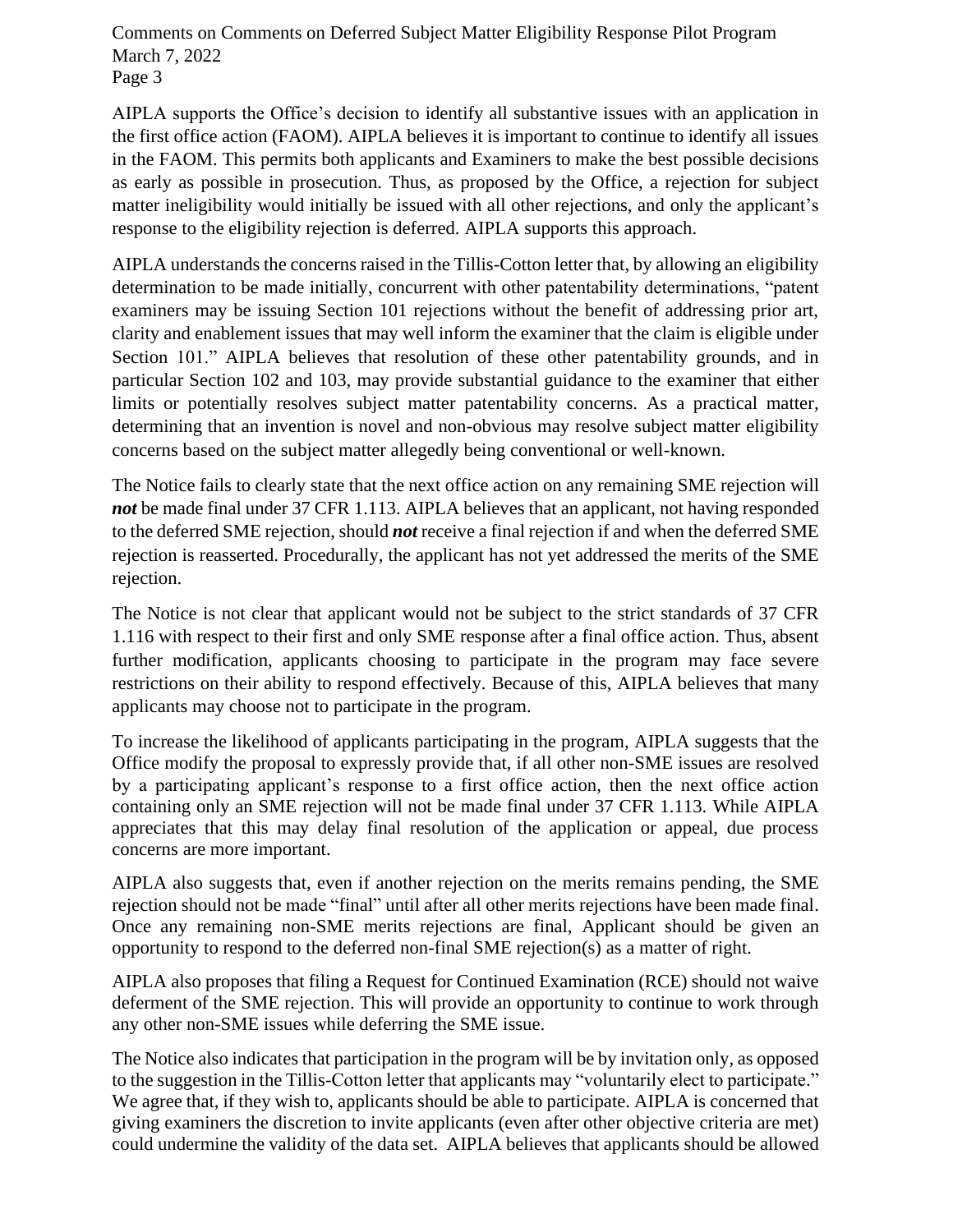AIPLA supports the Office's decision to identify all substantive issues with an application in the first office action (FAOM). AIPLA believes it is important to continue to identify all issues in the FAOM. This permits both applicants and Examiners to make the best possible decisions as early as possible in prosecution. Thus, as proposed by the Office, a rejection for subject matter ineligibility would initially be issued with all other rejections, and only the applicant's response to the eligibility rejection is deferred. AIPLA supports this approach.

AIPLA understands the concerns raised in the Tillis-Cotton letter that, by allowing an eligibility determination to be made initially, concurrent with other patentability determinations, "patent examiners may be issuing Section 101 rejections without the benefit of addressing prior art, clarity and enablement issues that may well inform the examiner that the claim is eligible under Section 101." AIPLA believes that resolution of these other patentability grounds, and in particular Section 102 and 103, may provide substantial guidance to the examiner that either limits or potentially resolves subject matter patentability concerns. As a practical matter, determining that an invention is novel and non-obvious may resolve subject matter eligibility concerns based on the subject matter allegedly being conventional or well-known.

The Notice fails to clearly state that the next office action on any remaining SME rejection will ***not*** be made final under 37 CFR 1.113. AIPLA believes that an applicant, not having responded to the deferred SME rejection, should ***not*** receive a final rejection if and when the deferred SME rejection is reasserted. Procedurally, the applicant has not yet addressed the merits of the SME rejection.

The Notice is not clear that applicant would not be subject to the strict standards of 37 CFR 1.116 with respect to their first and only SME response after a final office action. Thus, absent further modification, applicants choosing to participate in the program may face severe restrictions on their ability to respond effectively. Because of this, AIPLA believes that many applicants may choose not to participate in the program.

To increase the likelihood of applicants participating in the program, AIPLA suggests that the Office modify the proposal to expressly provide that, if all other non-SME issues are resolved by a participating applicant's response to a first office action, then the next office action containing only an SME rejection will not be made final under 37 CFR 1.113. While AIPLA appreciates that this may delay final resolution of the application or appeal, due process concerns are more important.

AIPLA also suggests that, even if another rejection on the merits remains pending, the SME rejection should not be made "final" until after all other merits rejections have been made final. Once any remaining non-SME merits rejections are final, Applicant should be given an opportunity to respond to the deferred non-final SME rejection(s) as a matter of right.

AIPLA also proposes that filing a Request for Continued Examination (RCE) should not waive deferment of the SME rejection. This will provide an opportunity to continue to work through any other non-SME issues while deferring the SME issue.

The Notice also indicates that participation in the program will be by invitation only, as opposed to the suggestion in the Tillis-Cotton letter that applicants may "voluntarily elect to participate." We agree that, if they wish to, applicants should be able to participate. AIPLA is concerned that giving examiners the discretion to invite applicants (even after other objective criteria are met) could undermine the validity of the data set. AIPLA believes that applicants should be allowed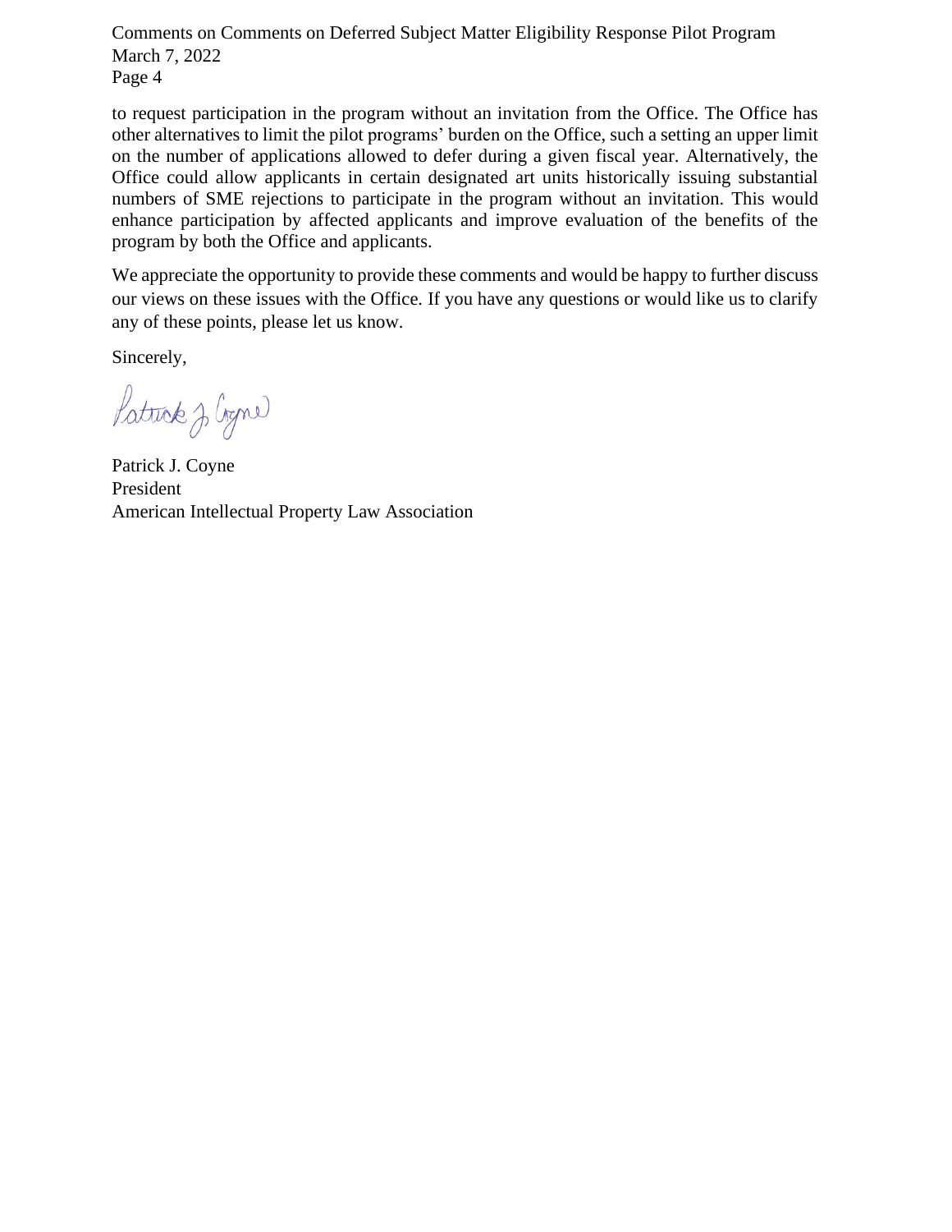to request participation in the program without an invitation from the Office. The Office has other alternatives to limit the pilot programs' burden on the Office, such a setting an upper limit on the number of applications allowed to defer during a given fiscal year. Alternatively, the Office could allow applicants in certain designated art units historically issuing substantial numbers of SME rejections to participate in the program without an invitation. This would enhance participation by affected applicants and improve evaluation of the benefits of the program by both the Office and applicants.

We appreciate the opportunity to provide these comments and would be happy to further discuss our views on these issues with the Office. If you have any questions or would like us to clarify any of these points, please let us know.

Sincerely,

Patrick J. Coyne
President
American Intellectual Property Law Association